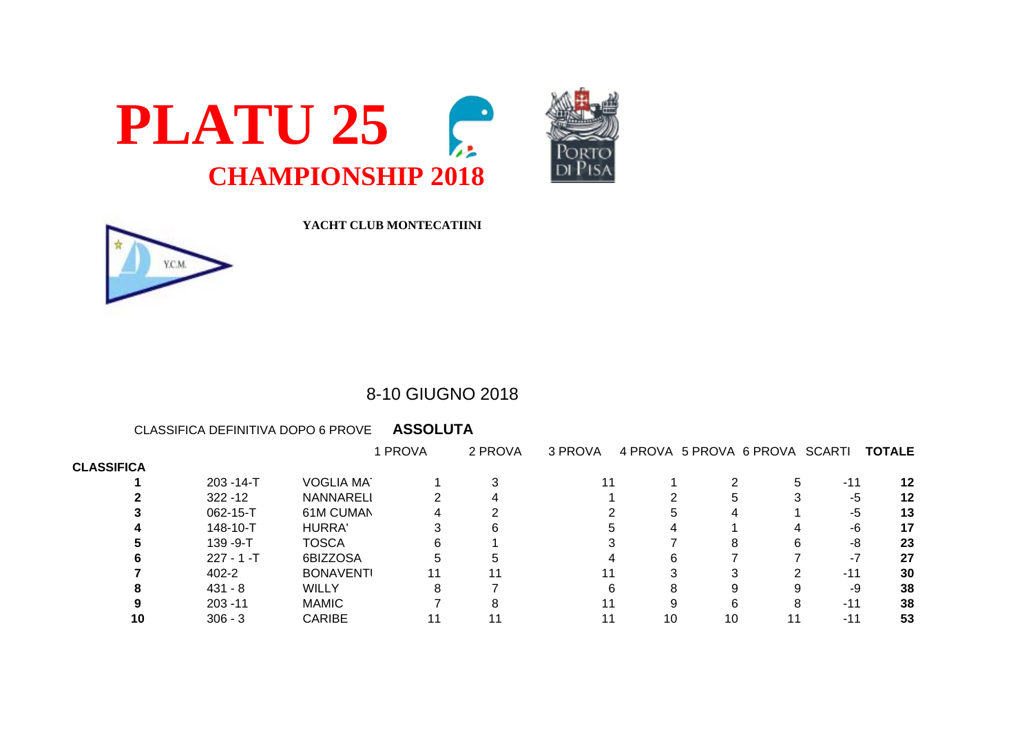# PLATU 25

## CHAMPIONSHIP 2018

PORTO DI PISA

Y.C.M.

**YACHT CLUB MONTECATIINI**

8-10 GIUGNO 2018

CLASSIFICA DEFINITIVA DOPO 6 PROVE **ASSOLUTA**

| CLASSIFICA | | | 1 PROVA | 2 PROVA | 3 PROVA | 4 PROVA | 5 PROVA | 6 PROVA | SCARTI | TOTALE |
|---|---|---|---|---|---|---|---|---|---|---|
| **1** | 203 -14-T | VOGLIA MA | 1 | 3 | 11 | 1 | 2 | 5 | -11 | **12** |
| **2** | 322 -12 | NANNARELI | 2 | 4 | 1 | 2 | 5 | 3 | -5 | **12** |
| **3** | 062-15-T | 61M CUMAN | 4 | 2 | 2 | 5 | 4 | 1 | -5 | **13** |
| **4** | 148-10-T | HURRA' | 3 | 6 | 5 | 4 | 1 | 4 | -6 | **17** |
| **5** | 139 -9-T | TOSCA | 6 | 1 | 3 | 7 | 8 | 6 | -8 | **23** |
| **6** | 227 - 1 -T | 6BIZZOSA | 5 | 5 | 4 | 6 | 7 | 7 | -7 | **27** |
| **7** | 402-2 | BONAVENTI | 11 | 11 | 11 | 3 | 3 | 2 | -11 | **30** |
| **8** | 431 - 8 | WILLY | 8 | 7 | 6 | 8 | 9 | 9 | -9 | **38** |
| **9** | 203 -11 | MAMIC | 7 | 8 | 11 | 9 | 6 | 8 | -11 | **38** |
| **10** | 306 - 3 | CARIBE | 11 | 11 | 11 | 10 | 10 | 11 | -11 | **53** |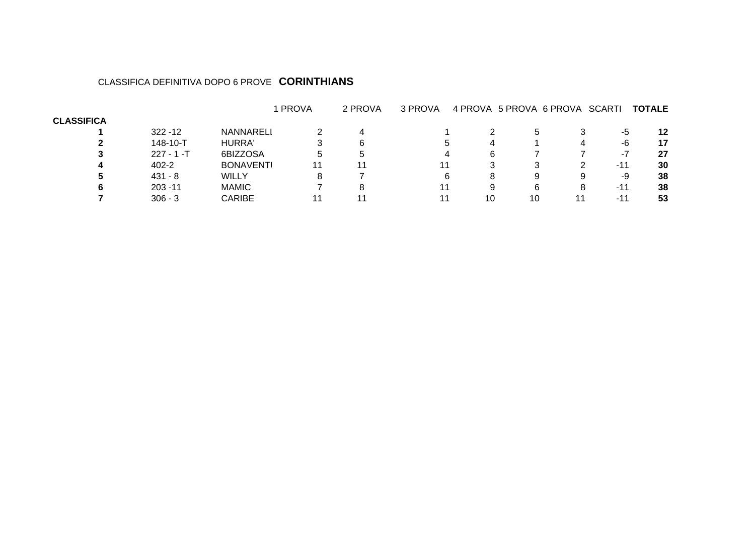CLASSIFICA DEFINITIVA DOPO 6 PROVE **CORINTHIANS**

| CLASSIFICA | | | 1 PROVA | 2 PROVA | 3 PROVA | 4 PROVA | 5 PROVA | 6 PROVA | SCARTI | TOTALE |
|---|---|---|---|---|---|---|---|---|---|---|
| **1** | 322 -12 | NANNARELI | 2 | 4 | 1 | 2 | 5 | 3 | -5 | **12** |
| **2** | 148-10-T | HURRA' | 3 | 6 | 5 | 4 | 1 | 4 | -6 | **17** |
| **3** | 227 - 1 -T | 6BIZZOSA | 5 | 5 | 4 | 6 | 7 | 7 | -7 | **27** |
| **4** | 402-2 | BONAVENTI | 11 | 11 | 11 | 3 | 3 | 2 | -11 | **30** |
| **5** | 431 - 8 | WILLY | 8 | 7 | 6 | 8 | 9 | 9 | -9 | **38** |
| **6** | 203 -11 | MAMIC | 7 | 8 | 11 | 9 | 6 | 8 | -11 | **38** |
| **7** | 306 - 3 | CARIBE | 11 | 11 | 11 | 10 | 10 | 11 | -11 | **53** |